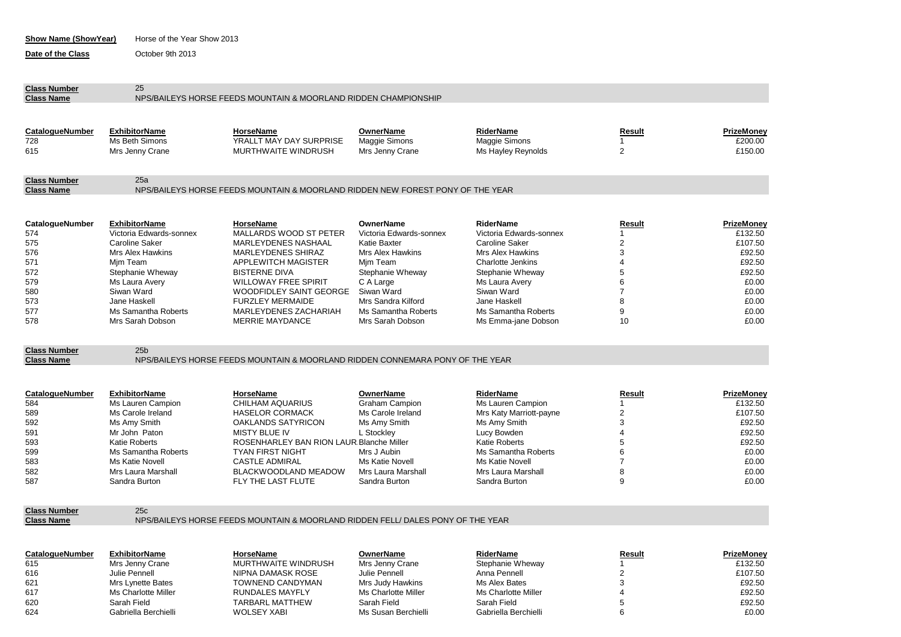**Show Name (ShowYear)** Horse of the Year Show 2013

**Date of the Class** October 9th 2013

**Class Number** 25
**Class Name** NPS/BAILEYS HORSE FEEDS MOUNTAIN & MOORLAND RIDDEN CHAMPIONSHIP

| CatalogueNumber | ExhibitorName | HorseName | OwnerName | RiderName | Result | PrizeMoney |
|---|---|---|---|---|---|---|
| 728 | Ms Beth Simons | YRALLT MAY DAY SURPRISE | Maggie Simons | Maggie Simons | 1 | £200.00 |
| 615 | Mrs Jenny Crane | MURTHWAITE WINDRUSH | Mrs Jenny Crane | Ms Hayley Reynolds | 2 | £150.00 |

**Class Number** 25a
**Class Name** NPS/BAILEYS HORSE FEEDS MOUNTAIN & MOORLAND RIDDEN NEW FOREST PONY OF THE YEAR

| CatalogueNumber | ExhibitorName | HorseName | OwnerName | RiderName | Result | PrizeMoney |
|---|---|---|---|---|---|---|
| 574 | Victoria Edwards-sonnex | MALLARDS WOOD ST PETER | Victoria Edwards-sonnex | Victoria Edwards-sonnex | 1 | £132.50 |
| 575 | Caroline Saker | MARLEYDENES NASHAAL | Katie Baxter | Caroline Saker | 2 | £107.50 |
| 576 | Mrs Alex Hawkins | MARLEYDENES SHIRAZ | Mrs Alex Hawkins | Mrs Alex Hawkins | 3 | £92.50 |
| 571 | Mjm Team | APPLEWITCH MAGISTER | Mjm Team | Charlotte Jenkins | 4 | £92.50 |
| 572 | Stephanie Wheway | BISTERNE DIVA | Stephanie Wheway | Stephanie Wheway | 5 | £92.50 |
| 579 | Ms Laura Avery | WILLOWAY FREE SPIRIT | C A Large | Ms Laura Avery | 6 | £0.00 |
| 580 | Siwan Ward | WOODFIDLEY SAINT GEORGE | Siwan Ward | Siwan Ward | 7 | £0.00 |
| 573 | Jane Haskell | FURZLEY MERMAIDE | Mrs Sandra Kilford | Jane Haskell | 8 | £0.00 |
| 577 | Ms Samantha Roberts | MARLEYDENES ZACHARIAH | Ms Samantha Roberts | Ms Samantha Roberts | 9 | £0.00 |
| 578 | Mrs Sarah Dobson | MERRIE MAYDANCE | Mrs Sarah Dobson | Ms Emma-jane Dobson | 10 | £0.00 |

**Class Number** 25b
**Class Name** NPS/BAILEYS HORSE FEEDS MOUNTAIN & MOORLAND RIDDEN CONNEMARA PONY OF THE YEAR

| CatalogueNumber | ExhibitorName | HorseName | OwnerName | RiderName | Result | PrizeMoney |
|---|---|---|---|---|---|---|
| 584 | Ms Lauren Campion | CHILHAM AQUARIUS | Graham Campion | Ms Lauren Campion | 1 | £132.50 |
| 589 | Ms Carole Ireland | HASELOR CORMACK | Ms Carole Ireland | Mrs Katy Marriott-payne | 2 | £107.50 |
| 592 | Ms Amy Smith | OAKLANDS SATYRICON | Ms Amy Smith | Ms Amy Smith | 3 | £92.50 |
| 591 | Mr John Paton | MISTY BLUE IV | L Stockley | Lucy Bowden | 4 | £92.50 |
| 593 | Katie Roberts | ROSENHARLEY BAN RION LAUR | Blanche Miller | Katie Roberts | 5 | £92.50 |
| 599 | Ms Samantha Roberts | TYAN FIRST NIGHT | Mrs J Aubin | Ms Samantha Roberts | 6 | £0.00 |
| 583 | Ms Katie Novell | CASTLE ADMIRAL | Ms Katie Novell | Ms Katie Novell | 7 | £0.00 |
| 582 | Mrs Laura Marshall | BLACKWOODLAND MEADOW | Mrs Laura Marshall | Mrs Laura Marshall | 8 | £0.00 |
| 587 | Sandra Burton | FLY THE LAST FLUTE | Sandra Burton | Sandra Burton | 9 | £0.00 |

**Class Number** 25c
**Class Name** NPS/BAILEYS HORSE FEEDS MOUNTAIN & MOORLAND RIDDEN FELL/ DALES PONY OF THE YEAR

| CatalogueNumber | ExhibitorName | HorseName | OwnerName | RiderName | Result | PrizeMoney |
|---|---|---|---|---|---|---|
| 615 | Mrs Jenny Crane | MURTHWAITE WINDRUSH | Mrs Jenny Crane | Stephanie Wheway | 1 | £132.50 |
| 616 | Julie Pennell | NIPNA DAMASK ROSE | Julie Pennell | Anna Pennell | 2 | £107.50 |
| 621 | Mrs Lynette Bates | TOWNEND CANDYMAN | Mrs Judy Hawkins | Ms Alex Bates | 3 | £92.50 |
| 617 | Ms Charlotte Miller | RUNDALES MAYFLY | Ms Charlotte Miller | Ms Charlotte Miller | 4 | £92.50 |
| 620 | Sarah Field | TARBARL MATTHEW | Sarah Field | Sarah Field | 5 | £92.50 |
| 624 | Gabriella Berchielli | WOLSEY XABI | Ms Susan Berchielli | Gabriella Berchielli | 6 | £0.00 |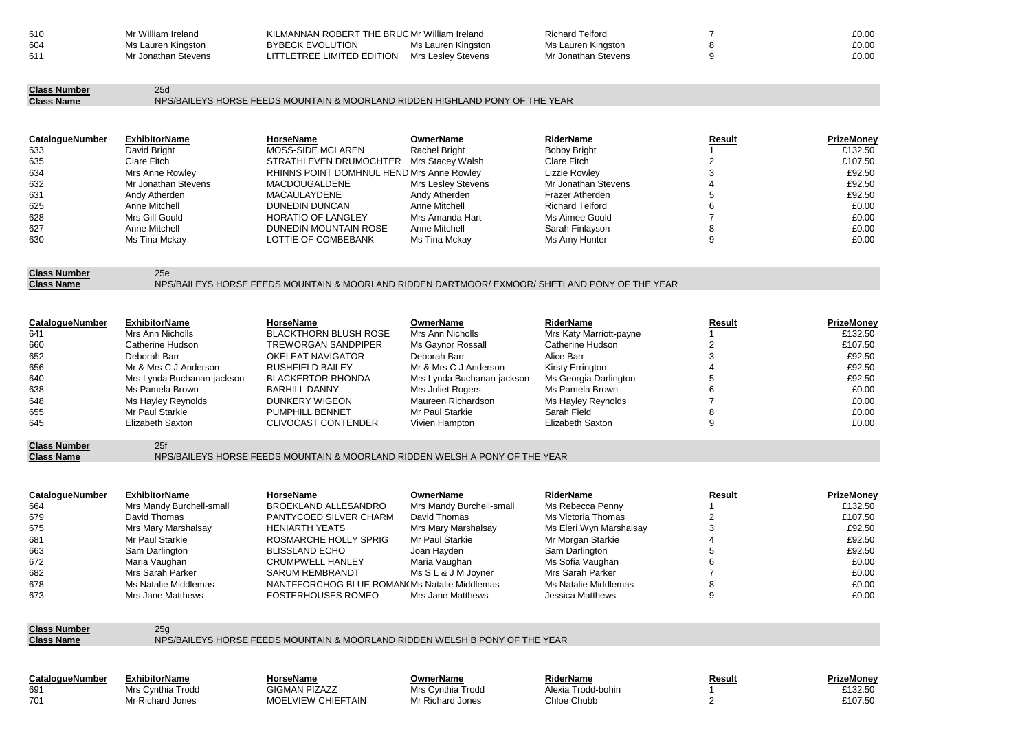| | | | | | | |
|---|---|---|---|---|---|---|
| 610 | Mr William Ireland | KILMANNAN ROBERT THE BRUC | Mr William Ireland | Richard Telford | 7 | £0.00 |
| 604 | Ms Lauren Kingston | BYBECK EVOLUTION | Ms Lauren Kingston | Ms Lauren Kingston | 8 | £0.00 |
| 611 | Mr Jonathan Stevens | LITTLETREE LIMITED EDITION | Mrs Lesley Stevens | Mr Jonathan Stevens | 9 | £0.00 |

**Class Number** 25d

**Class Name** NPS/BAILEYS HORSE FEEDS MOUNTAIN & MOORLAND RIDDEN HIGHLAND PONY OF THE YEAR

| CatalogueNumber | ExhibitorName | HorseName | OwnerName | RiderName | Result | PrizeMoney |
|---|---|---|---|---|---|---|
| 633 | David Bright | MOSS-SIDE MCLAREN | Rachel Bright | Bobby Bright | 1 | £132.50 |
| 635 | Clare Fitch | STRATHLEVEN DRUMOCHTER | Mrs Stacey Walsh | Clare Fitch | 2 | £107.50 |
| 634 | Mrs Anne Rowley | RHINNS POINT DOMHNUL HEND | Mrs Anne Rowley | Lizzie Rowley | 3 | £92.50 |
| 632 | Mr Jonathan Stevens | MACDOUGALDENE | Mrs Lesley Stevens | Mr Jonathan Stevens | 4 | £92.50 |
| 631 | Andy Atherden | MACAULAYDENE | Andy Atherden | Frazer Atherden | 5 | £92.50 |
| 625 | Anne Mitchell | DUNEDIN DUNCAN | Anne Mitchell | Richard Telford | 6 | £0.00 |
| 628 | Mrs Gill Gould | HORATIO OF LANGLEY | Mrs Amanda Hart | Ms Aimee Gould | 7 | £0.00 |
| 627 | Anne Mitchell | DUNEDIN MOUNTAIN ROSE | Anne Mitchell | Sarah Finlayson | 8 | £0.00 |
| 630 | Ms Tina Mckay | LOTTIE OF COMBEBANK | Ms Tina Mckay | Ms Amy Hunter | 9 | £0.00 |

**Class Number** 25e

**Class Name** NPS/BAILEYS HORSE FEEDS MOUNTAIN & MOORLAND RIDDEN DARTMOOR/ EXMOOR/ SHETLAND PONY OF THE YEAR

| CatalogueNumber | ExhibitorName | HorseName | OwnerName | RiderName | Result | PrizeMoney |
|---|---|---|---|---|---|---|
| 641 | Mrs Ann Nicholls | BLACKTHORN BLUSH ROSE | Mrs Ann Nicholls | Mrs Katy Marriott-payne | 1 | £132.50 |
| 660 | Catherine Hudson | TREWORGAN SANDPIPER | Ms Gaynor Rossall | Catherine Hudson | 2 | £107.50 |
| 652 | Deborah Barr | OKELEAT NAVIGATOR | Deborah Barr | Alice Barr | 3 | £92.50 |
| 656 | Mr & Mrs C J Anderson | RUSHFIELD BAILEY | Mr & Mrs C J Anderson | Kirsty Errington | 4 | £92.50 |
| 640 | Mrs Lynda Buchanan-jackson | BLACKERTOR RHONDA | Mrs Lynda Buchanan-jackson | Ms Georgia Darlington | 5 | £92.50 |
| 638 | Ms Pamela Brown | BARHILL DANNY | Mrs Juliet Rogers | Ms Pamela Brown | 6 | £0.00 |
| 648 | Ms Hayley Reynolds | DUNKERY WIGEON | Maureen Richardson | Ms Hayley Reynolds | 7 | £0.00 |
| 655 | Mr Paul Starkie | PUMPHILL BENNET | Mr Paul Starkie | Sarah Field | 8 | £0.00 |
| 645 | Elizabeth Saxton | CLIVOCAST CONTENDER | Vivien Hampton | Elizabeth Saxton | 9 | £0.00 |

**Class Number** 25f

**Class Name** NPS/BAILEYS HORSE FEEDS MOUNTAIN & MOORLAND RIDDEN WELSH A PONY OF THE YEAR

| CatalogueNumber | ExhibitorName | HorseName | OwnerName | RiderName | Result | PrizeMoney |
|---|---|---|---|---|---|---|
| 664 | Mrs Mandy Burchell-small | BROEKLAND ALLESANDRO | Mrs Mandy Burchell-small | Ms Rebecca Penny | 1 | £132.50 |
| 679 | David Thomas | PANTYCOED SILVER CHARM | David Thomas | Ms Victoria Thomas | 2 | £107.50 |
| 675 | Mrs Mary Marshalsay | HENIARTH YEATS | Mrs Mary Marshalsay | Ms Eleri Wyn Marshalsay | 3 | £92.50 |
| 681 | Mr Paul Starkie | ROSMARCHE HOLLY SPRIG | Mr Paul Starkie | Mr Morgan Starkie | 4 | £92.50 |
| 663 | Sam Darlington | BLISSLAND ECHO | Joan Hayden | Sam Darlington | 5 | £92.50 |
| 672 | Maria Vaughan | CRUMPWELL HANLEY | Maria Vaughan | Ms Sofia Vaughan | 6 | £0.00 |
| 682 | Mrs Sarah Parker | SARUM REMBRANDT | Ms S L & J M Joyner | Mrs Sarah Parker | 7 | £0.00 |
| 678 | Ms Natalie Middlemas | NANTFFORCHOG BLUE ROMAN( | Ms Natalie Middlemas | Ms Natalie Middlemas | 8 | £0.00 |
| 673 | Mrs Jane Matthews | FOSTERHOUSES ROMEO | Mrs Jane Matthews | Jessica Matthews | 9 | £0.00 |

**Class Number** 25g

**Class Name** NPS/BAILEYS HORSE FEEDS MOUNTAIN & MOORLAND RIDDEN WELSH B PONY OF THE YEAR

| CatalogueNumber | ExhibitorName | HorseName | OwnerName | RiderName | Result | PrizeMoney |
|---|---|---|---|---|---|---|
| 691 | Mrs Cynthia Trodd | GIGMAN PIZAZZ | Mrs Cynthia Trodd | Alexia Trodd-bohin | 1 | £132.50 |
| 701 | Mr Richard Jones | MOELVIEW CHIEFTAIN | Mr Richard Jones | Chloe Chubb | 2 | £107.50 |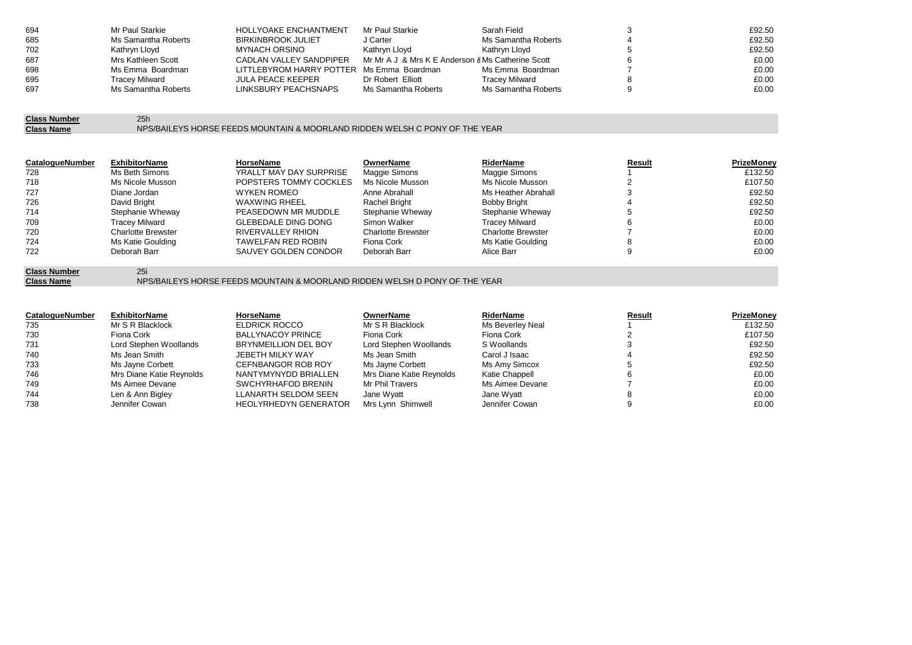| | | | | | | |
|---|---|---|---|---|---|---|
| 694 | Mr Paul Starkie | HOLLYOAKE ENCHANTMENT | Mr Paul Starkie | Sarah Field | 3 | £92.50 |
| 685 | Ms Samantha Roberts | BIRKINBROOK JULIET | J Carter | Ms Samantha Roberts | 4 | £92.50 |
| 702 | Kathryn Lloyd | MYNACH ORSINO | Kathryn Lloyd | Kathryn Lloyd | 5 | £92.50 |
| 687 | Mrs Kathleen Scott | CADLAN VALLEY SANDPIPER | Mr Mr A J & Mrs K E Anderson & | Ms Catherine Scott | 6 | £0.00 |
| 698 | Ms Emma Boardman | LITTLEBYROM HARRY POTTER | Ms Emma Boardman | Ms Emma Boardman | 7 | £0.00 |
| 695 | Tracey Milward | JULA PEACE KEEPER | Dr Robert Elliott | Tracey Milward | 8 | £0.00 |
| 697 | Ms Samantha Roberts | LINKSBURY PEACHSNAPS | Ms Samantha Roberts | Ms Samantha Roberts | 9 | £0.00 |

**Class Number** 25h
**Class Name** NPS/BAILEYS HORSE FEEDS MOUNTAIN & MOORLAND RIDDEN WELSH C PONY OF THE YEAR

| CatalogueNumber | ExhibitorName | HorseName | OwnerName | RiderName | Result | PrizeMoney |
|---|---|---|---|---|---|---|
| 728 | Ms Beth Simons | YRALLT MAY DAY SURPRISE | Maggie Simons | Maggie Simons | 1 | £132.50 |
| 718 | Ms Nicole Musson | POPSTERS TOMMY COCKLES | Ms Nicole Musson | Ms Nicole Musson | 2 | £107.50 |
| 727 | Diane Jordan | WYKEN ROMEO | Anne Abrahall | Ms Heather Abrahall | 3 | £92.50 |
| 726 | David Bright | WAXWING RHEEL | Rachel Bright | Bobby Bright | 4 | £92.50 |
| 714 | Stephanie Wheway | PEASEDOWN MR MUDDLE | Stephanie Wheway | Stephanie Wheway | 5 | £92.50 |
| 709 | Tracey Milward | GLEBEDALE DING DONG | Simon Walker | Tracey Milward | 6 | £0.00 |
| 720 | Charlotte Brewster | RIVERVALLEY RHION | Charlotte Brewster | Charlotte Brewster | 7 | £0.00 |
| 724 | Ms Katie Goulding | TAWELFAN RED ROBIN | Fiona Cork | Ms Katie Goulding | 8 | £0.00 |
| 722 | Deborah Barr | SAUVEY GOLDEN CONDOR | Deborah Barr | Alice Barr | 9 | £0.00 |

**Class Number** 25i
**Class Name** NPS/BAILEYS HORSE FEEDS MOUNTAIN & MOORLAND RIDDEN WELSH D PONY OF THE YEAR

| CatalogueNumber | ExhibitorName | HorseName | OwnerName | RiderName | Result | PrizeMoney |
|---|---|---|---|---|---|---|
| 735 | Mr S R Blacklock | ELDRICK ROCCO | Mr S R Blacklock | Ms Beverley Neal | 1 | £132.50 |
| 730 | Fiona Cork | BALLYNACOY PRINCE | Fiona Cork | Fiona Cork | 2 | £107.50 |
| 731 | Lord Stephen Woollands | BRYNMEILLION DEL BOY | Lord Stephen Woollands | S Woollands | 3 | £92.50 |
| 740 | Ms Jean Smith | JEBETH MILKY WAY | Ms Jean Smith | Carol J Isaac | 4 | £92.50 |
| 733 | Ms Jayne Corbett | CEFNBANGOR ROB ROY | Ms Jayne Corbett | Ms Amy Simcox | 5 | £92.50 |
| 746 | Mrs Diane Katie Reynolds | NANTYMYNYDD BRIALLEN | Mrs Diane Katie Reynolds | Katie Chappell | 6 | £0.00 |
| 749 | Ms Aimee Devane | SWCHYRHAFOD BRENIN | Mr Phil Travers | Ms Aimee Devane | 7 | £0.00 |
| 744 | Len & Ann Bigley | LLANARTH SELDOM SEEN | Jane Wyatt | Jane Wyatt | 8 | £0.00 |
| 738 | Jennifer Cowan | HEOLYRHEDYN GENERATOR | Mrs Lynn Shimwell | Jennifer Cowan | 9 | £0.00 |